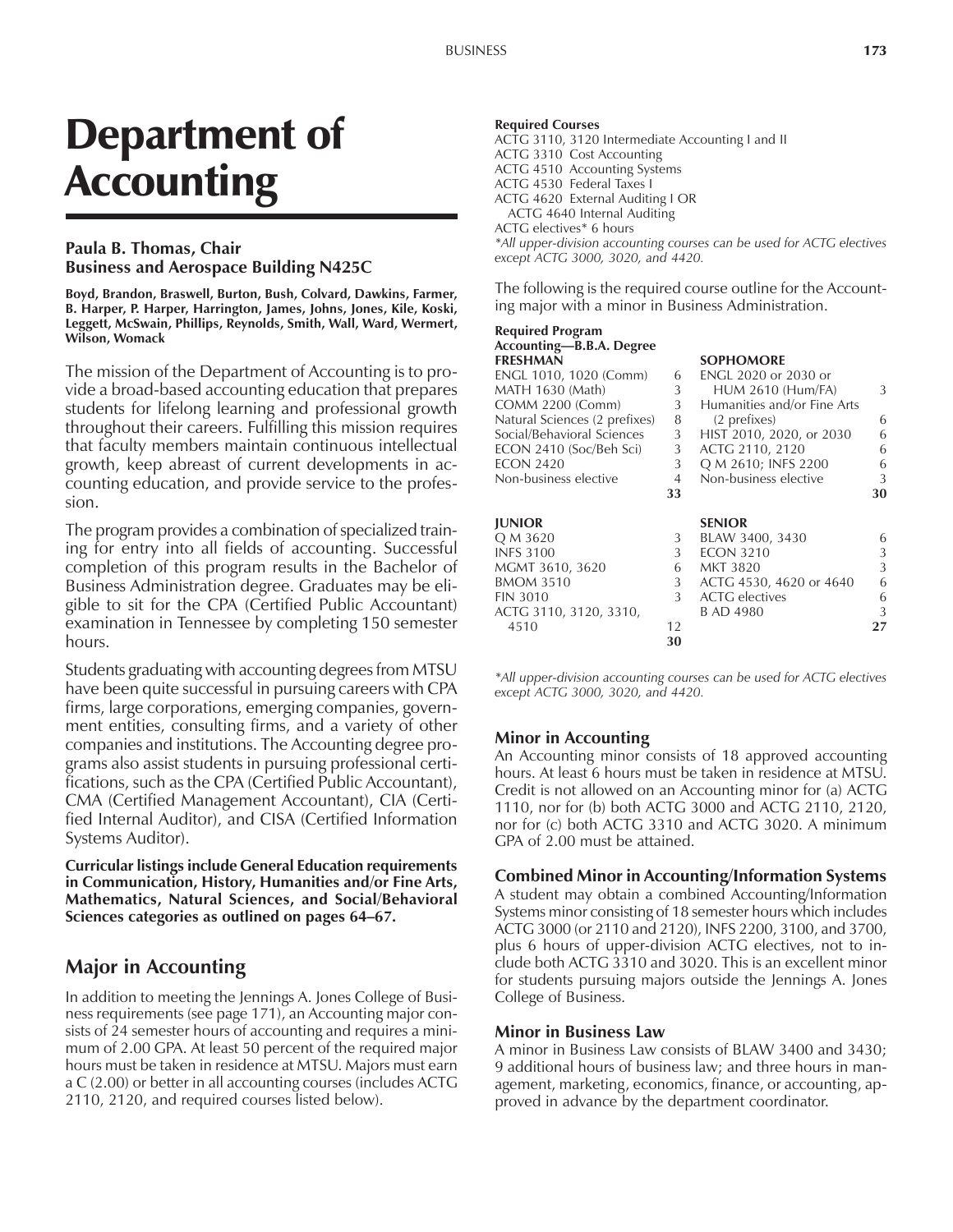# Department of Accounting

**Paula B. Thomas, Chair**
**Business and Aerospace Building N425C**

**Boyd, Brandon, Braswell, Burton, Bush, Colvard, Dawkins, Farmer, B. Harper, P. Harper, Harrington, James, Johns, Jones, Kile, Koski, Leggett, McSwain, Phillips, Reynolds, Smith, Wall, Ward, Wermert, Wilson, Womack**

The mission of the Department of Accounting is to provide a broad-based accounting education that prepares students for lifelong learning and professional growth throughout their careers. Fulfilling this mission requires that faculty members maintain continuous intellectual growth, keep abreast of current developments in accounting education, and provide service to the profession.

The program provides a combination of specialized training for entry into all fields of accounting. Successful completion of this program results in the Bachelor of Business Administration degree. Graduates may be eligible to sit for the CPA (Certified Public Accountant) examination in Tennessee by completing 150 semester hours.

Students graduating with accounting degrees from MTSU have been quite successful in pursuing careers with CPA firms, large corporations, emerging companies, government entities, consulting firms, and a variety of other companies and institutions. The Accounting degree programs also assist students in pursuing professional certifications, such as the CPA (Certified Public Accountant), CMA (Certified Management Accountant), CIA (Certified Internal Auditor), and CISA (Certified Information Systems Auditor).

**Curricular listings include General Education requirements in Communication, History, Humanities and/or Fine Arts, Mathematics, Natural Sciences, and Social/Behavioral Sciences categories as outlined on pages 64–67.**

## Major in Accounting

In addition to meeting the Jennings A. Jones College of Business requirements (see page 171), an Accounting major consists of 24 semester hours of accounting and requires a minimum of 2.00 GPA. At least 50 percent of the required major hours must be taken in residence at MTSU. Majors must earn a C (2.00) or better in all accounting courses (includes ACTG 2110, 2120, and required courses listed below).

**Required Courses**
ACTG 3110, 3120 Intermediate Accounting I and II
ACTG 3310 Cost Accounting
ACTG 4510 Accounting Systems
ACTG 4530 Federal Taxes I
ACTG 4620 External Auditing I OR
ACTG 4640 Internal Auditing
ACTG electives* 6 hours
*\*All upper-division accounting courses can be used for ACTG electives except ACTG 3000, 3020, and 4420.*

The following is the required course outline for the Accounting major with a minor in Business Administration.

**Required Program**
**Accounting—B.B.A. Degree**

| **FRESHMAN** | | **SOPHOMORE** | |
|---|---|---|---|
| ENGL 1010, 1020 (Comm) | 6 | ENGL 2020 or 2030 or HUM 2610 (Hum/FA) | 3 |
| MATH 1630 (Math) | 3 | Humanities and/or Fine Arts (2 prefixes) | 6 |
| COMM 2200 (Comm) | 3 | HIST 2010, 2020, or 2030 | 6 |
| Natural Sciences (2 prefixes) | 8 | ACTG 2110, 2120 | 6 |
| Social/Behavioral Sciences | 3 | Q M 2610; INFS 2200 | 6 |
| ECON 2410 (Soc/Beh Sci) | 3 | Non-business elective | 3 |
| ECON 2420 | 3 | | |
| Non-business elective | 4 | | |
| | **33** | | **30** |

| **JUNIOR** | | **SENIOR** | |
|---|---|---|---|
| Q M 3620 | 3 | BLAW 3400, 3430 | 6 |
| INFS 3100 | 3 | ECON 3210 | 3 |
| MGMT 3610, 3620 | 6 | MKT 3820 | 3 |
| BMOM 3510 | 3 | ACTG 4530, 4620 or 4640 | 6 |
| FIN 3010 | 3 | ACTG electives | 6 |
| ACTG 3110, 3120, 3310, 4510 | 12 | B AD 4980 | 3 |
| | **30** | | **27** |

*\*All upper-division accounting courses can be used for ACTG electives except ACTG 3000, 3020, and 4420.*

### Minor in Accounting

An Accounting minor consists of 18 approved accounting hours. At least 6 hours must be taken in residence at MTSU. Credit is not allowed on an Accounting minor for (a) ACTG 1110, nor for (b) both ACTG 3000 and ACTG 2110, 2120, nor for (c) both ACTG 3310 and ACTG 3020. A minimum GPA of 2.00 must be attained.

### Combined Minor in Accounting/Information Systems

A student may obtain a combined Accounting/Information Systems minor consisting of 18 semester hours which includes ACTG 3000 (or 2110 and 2120), INFS 2200, 3100, and 3700, plus 6 hours of upper-division ACTG electives, not to include both ACTG 3310 and 3020. This is an excellent minor for students pursuing majors outside the Jennings A. Jones College of Business.

### Minor in Business Law

A minor in Business Law consists of BLAW 3400 and 3430; 9 additional hours of business law; and three hours in management, marketing, economics, finance, or accounting, approved in advance by the department coordinator.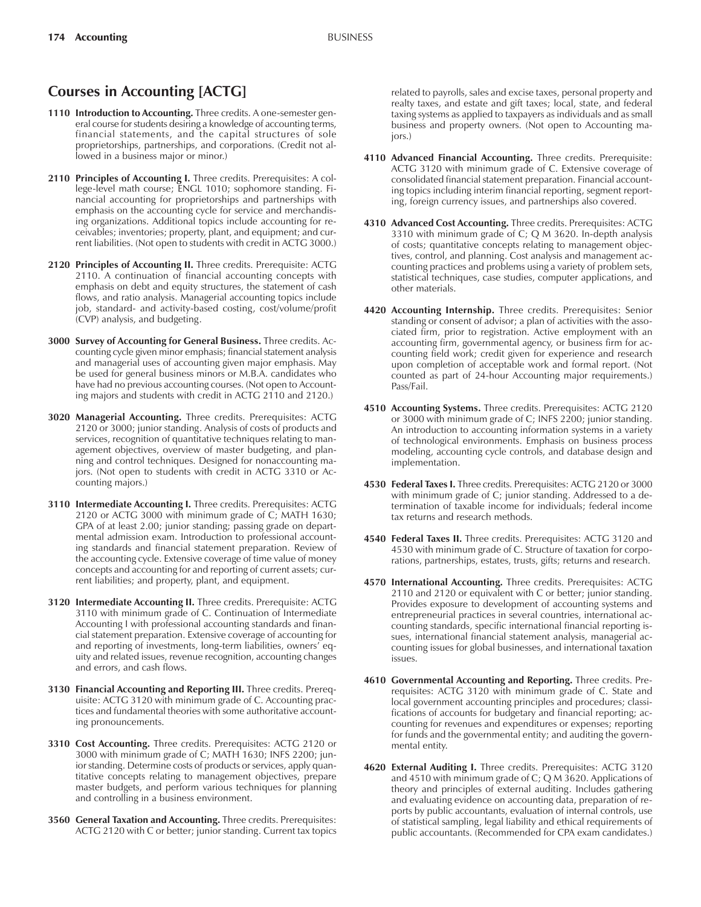## Courses in Accounting [ACTG]

**1110 Introduction to Accounting.** Three credits. A one-semester general course for students desiring a knowledge of accounting terms, financial statements, and the capital structures of sole proprietorships, partnerships, and corporations. (Credit not allowed in a business major or minor.)

**2110 Principles of Accounting I.** Three credits. Prerequisites: A college-level math course; ENGL 1010; sophomore standing. Financial accounting for proprietorships and partnerships with emphasis on the accounting cycle for service and merchandising organizations. Additional topics include accounting for receivables; inventories; property, plant, and equipment; and current liabilities. (Not open to students with credit in ACTG 3000.)

**2120 Principles of Accounting II.** Three credits. Prerequisite: ACTG 2110. A continuation of financial accounting concepts with emphasis on debt and equity structures, the statement of cash flows, and ratio analysis. Managerial accounting topics include job, standard- and activity-based costing, cost/volume/profit (CVP) analysis, and budgeting.

**3000 Survey of Accounting for General Business.** Three credits. Accounting cycle given minor emphasis; financial statement analysis and managerial uses of accounting given major emphasis. May be used for general business minors or M.B.A. candidates who have had no previous accounting courses. (Not open to Accounting majors and students with credit in ACTG 2110 and 2120.)

**3020 Managerial Accounting.** Three credits. Prerequisites: ACTG 2120 or 3000; junior standing. Analysis of costs of products and services, recognition of quantitative techniques relating to management objectives, overview of master budgeting, and planning and control techniques. Designed for nonaccounting majors. (Not open to students with credit in ACTG 3310 or Accounting majors.)

**3110 Intermediate Accounting I.** Three credits. Prerequisites: ACTG 2120 or ACTG 3000 with minimum grade of C; MATH 1630; GPA of at least 2.00; junior standing; passing grade on departmental admission exam. Introduction to professional accounting standards and financial statement preparation. Review of the accounting cycle. Extensive coverage of time value of money concepts and accounting for and reporting of current assets; current liabilities; and property, plant, and equipment.

**3120 Intermediate Accounting II.** Three credits. Prerequisite: ACTG 3110 with minimum grade of C. Continuation of Intermediate Accounting I with professional accounting standards and financial statement preparation. Extensive coverage of accounting for and reporting of investments, long-term liabilities, owners' equity and related issues, revenue recognition, accounting changes and errors, and cash flows.

**3130 Financial Accounting and Reporting III.** Three credits. Prerequisite: ACTG 3120 with minimum grade of C. Accounting practices and fundamental theories with some authoritative accounting pronouncements.

**3310 Cost Accounting.** Three credits. Prerequisites: ACTG 2120 or 3000 with minimum grade of C; MATH 1630; INFS 2200; junior standing. Determine costs of products or services, apply quantitative concepts relating to management objectives, prepare master budgets, and perform various techniques for planning and controlling in a business environment.

**3560 General Taxation and Accounting.** Three credits. Prerequisites: ACTG 2120 with C or better; junior standing. Current tax topics related to payrolls, sales and excise taxes, personal property and realty taxes, and estate and gift taxes; local, state, and federal taxing systems as applied to taxpayers as individuals and as small business and property owners. (Not open to Accounting majors.)

**4110 Advanced Financial Accounting.** Three credits. Prerequisite: ACTG 3120 with minimum grade of C. Extensive coverage of consolidated financial statement preparation. Financial accounting topics including interim financial reporting, segment reporting, foreign currency issues, and partnerships also covered.

**4310 Advanced Cost Accounting.** Three credits. Prerequisites: ACTG 3310 with minimum grade of C; Q M 3620. In-depth analysis of costs; quantitative concepts relating to management objectives, control, and planning. Cost analysis and management accounting practices and problems using a variety of problem sets, statistical techniques, case studies, computer applications, and other materials.

**4420 Accounting Internship.** Three credits. Prerequisites: Senior standing or consent of advisor; a plan of activities with the associated firm, prior to registration. Active employment with an accounting firm, governmental agency, or business firm for accounting field work; credit given for experience and research upon completion of acceptable work and formal report. (Not counted as part of 24-hour Accounting major requirements.) Pass/Fail.

**4510 Accounting Systems.** Three credits. Prerequisites: ACTG 2120 or 3000 with minimum grade of C; INFS 2200; junior standing. An introduction to accounting information systems in a variety of technological environments. Emphasis on business process modeling, accounting cycle controls, and database design and implementation.

**4530 Federal Taxes I.** Three credits. Prerequisites: ACTG 2120 or 3000 with minimum grade of C; junior standing. Addressed to a determination of taxable income for individuals; federal income tax returns and research methods.

**4540 Federal Taxes II.** Three credits. Prerequisites: ACTG 3120 and 4530 with minimum grade of C. Structure of taxation for corporations, partnerships, estates, trusts, gifts; returns and research.

**4570 International Accounting.** Three credits. Prerequisites: ACTG 2110 and 2120 or equivalent with C or better; junior standing. Provides exposure to development of accounting systems and entrepreneurial practices in several countries, international accounting standards, specific international financial reporting issues, international financial statement analysis, managerial accounting issues for global businesses, and international taxation issues.

**4610 Governmental Accounting and Reporting.** Three credits. Prerequisites: ACTG 3120 with minimum grade of C. State and local government accounting principles and procedures; classifications of accounts for budgetary and financial reporting; accounting for revenues and expenditures or expenses; reporting for funds and the governmental entity; and auditing the governmental entity.

**4620 External Auditing I.** Three credits. Prerequisites: ACTG 3120 and 4510 with minimum grade of C; Q M 3620. Applications of theory and principles of external auditing. Includes gathering and evaluating evidence on accounting data, preparation of reports by public accountants, evaluation of internal controls, use of statistical sampling, legal liability and ethical requirements of public accountants. (Recommended for CPA exam candidates.)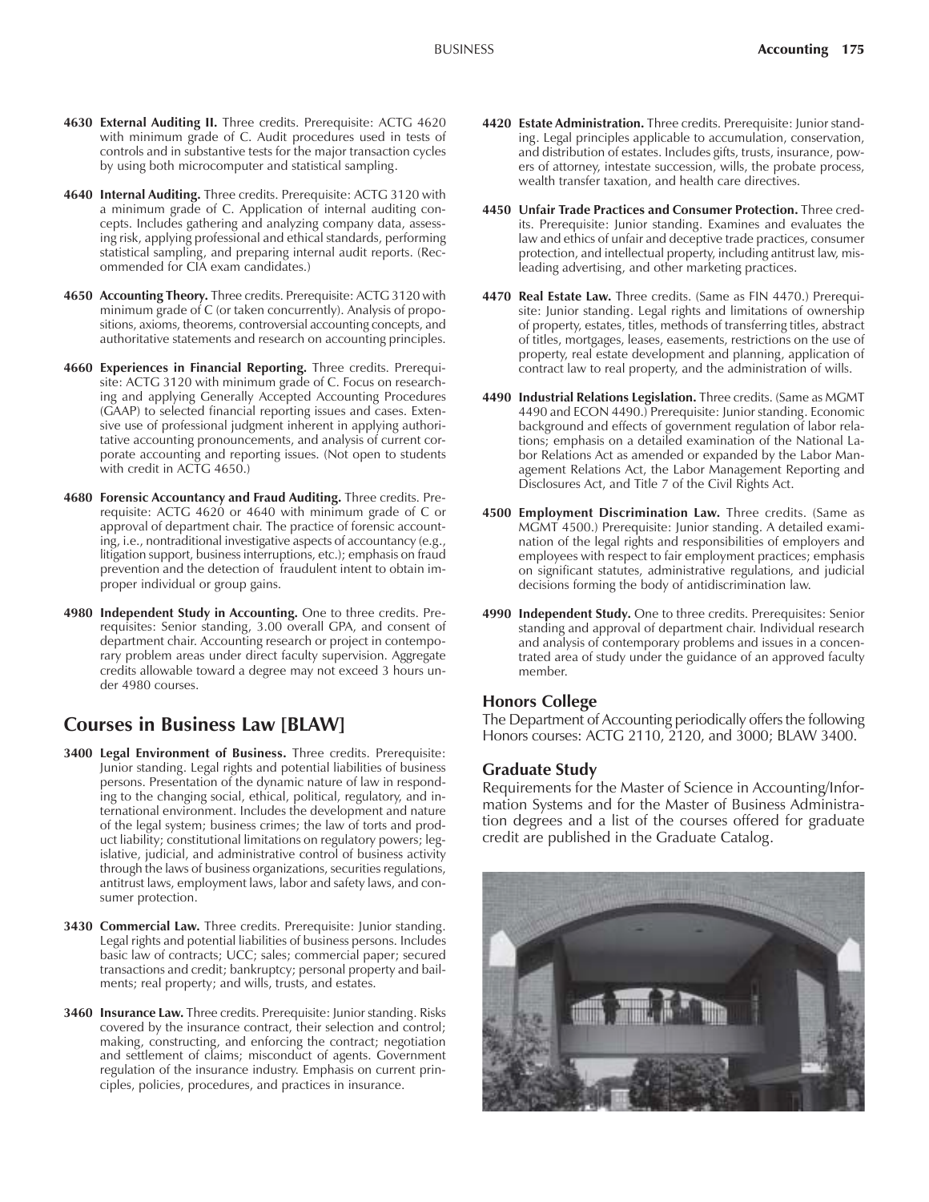**4630 External Auditing II.** Three credits. Prerequisite: ACTG 4620 with minimum grade of C. Audit procedures used in tests of controls and in substantive tests for the major transaction cycles by using both microcomputer and statistical sampling.

**4640 Internal Auditing.** Three credits. Prerequisite: ACTG 3120 with a minimum grade of C. Application of internal auditing concepts. Includes gathering and analyzing company data, assessing risk, applying professional and ethical standards, performing statistical sampling, and preparing internal audit reports. (Recommended for CIA exam candidates.)

**4650 Accounting Theory.** Three credits. Prerequisite: ACTG 3120 with minimum grade of C (or taken concurrently). Analysis of propositions, axioms, theorems, controversial accounting concepts, and authoritative statements and research on accounting principles.

**4660 Experiences in Financial Reporting.** Three credits. Prerequisite: ACTG 3120 with minimum grade of C. Focus on researching and applying Generally Accepted Accounting Procedures (GAAP) to selected financial reporting issues and cases. Extensive use of professional judgment inherent in applying authoritative accounting pronouncements, and analysis of current corporate accounting and reporting issues. (Not open to students with credit in ACTG 4650.)

**4680 Forensic Accountancy and Fraud Auditing.** Three credits. Prerequisite: ACTG 4620 or 4640 with minimum grade of C or approval of department chair. The practice of forensic accounting, i.e., nontraditional investigative aspects of accountancy (e.g., litigation support, business interruptions, etc.); emphasis on fraud prevention and the detection of fraudulent intent to obtain improper individual or group gains.

**4980 Independent Study in Accounting.** One to three credits. Prerequisites: Senior standing, 3.00 overall GPA, and consent of department chair. Accounting research or project in contemporary problem areas under direct faculty supervision. Aggregate credits allowable toward a degree may not exceed 3 hours under 4980 courses.

## Courses in Business Law [BLAW]

**3400 Legal Environment of Business.** Three credits. Prerequisite: Junior standing. Legal rights and potential liabilities of business persons. Presentation of the dynamic nature of law in responding to the changing social, ethical, political, regulatory, and international environment. Includes the development and nature of the legal system; business crimes; the law of torts and product liability; constitutional limitations on regulatory powers; legislative, judicial, and administrative control of business activity through the laws of business organizations, securities regulations, antitrust laws, employment laws, labor and safety laws, and consumer protection.

**3430 Commercial Law.** Three credits. Prerequisite: Junior standing. Legal rights and potential liabilities of business persons. Includes basic law of contracts; UCC; sales; commercial paper; secured transactions and credit; bankruptcy; personal property and bailments; real property; and wills, trusts, and estates.

**3460 Insurance Law.** Three credits. Prerequisite: Junior standing. Risks covered by the insurance contract, their selection and control; making, constructing, and enforcing the contract; negotiation and settlement of claims; misconduct of agents. Government regulation of the insurance industry. Emphasis on current principles, policies, procedures, and practices in insurance.

**4420 Estate Administration.** Three credits. Prerequisite: Junior standing. Legal principles applicable to accumulation, conservation, and distribution of estates. Includes gifts, trusts, insurance, powers of attorney, intestate succession, wills, the probate process, wealth transfer taxation, and health care directives.

**4450 Unfair Trade Practices and Consumer Protection.** Three credits. Prerequisite: Junior standing. Examines and evaluates the law and ethics of unfair and deceptive trade practices, consumer protection, and intellectual property, including antitrust law, misleading advertising, and other marketing practices.

**4470 Real Estate Law.** Three credits. (Same as FIN 4470.) Prerequisite: Junior standing. Legal rights and limitations of ownership of property, estates, titles, methods of transferring titles, abstract of titles, mortgages, leases, easements, restrictions on the use of property, real estate development and planning, application of contract law to real property, and the administration of wills.

**4490 Industrial Relations Legislation.** Three credits. (Same as MGMT 4490 and ECON 4490.) Prerequisite: Junior standing. Economic background and effects of government regulation of labor relations; emphasis on a detailed examination of the National Labor Relations Act as amended or expanded by the Labor Management Relations Act, the Labor Management Reporting and Disclosures Act, and Title 7 of the Civil Rights Act.

**4500 Employment Discrimination Law.** Three credits. (Same as MGMT 4500.) Prerequisite: Junior standing. A detailed examination of the legal rights and responsibilities of employers and employees with respect to fair employment practices; emphasis on significant statutes, administrative regulations, and judicial decisions forming the body of antidiscrimination law.

**4990 Independent Study.** One to three credits. Prerequisites: Senior standing and approval of department chair. Individual research and analysis of contemporary problems and issues in a concentrated area of study under the guidance of an approved faculty member.

### Honors College

The Department of Accounting periodically offers the following Honors courses: ACTG 2110, 2120, and 3000; BLAW 3400.

### Graduate Study

Requirements for the Master of Science in Accounting/Information Systems and for the Master of Business Administration degrees and a list of the courses offered for graduate credit are published in the Graduate Catalog.